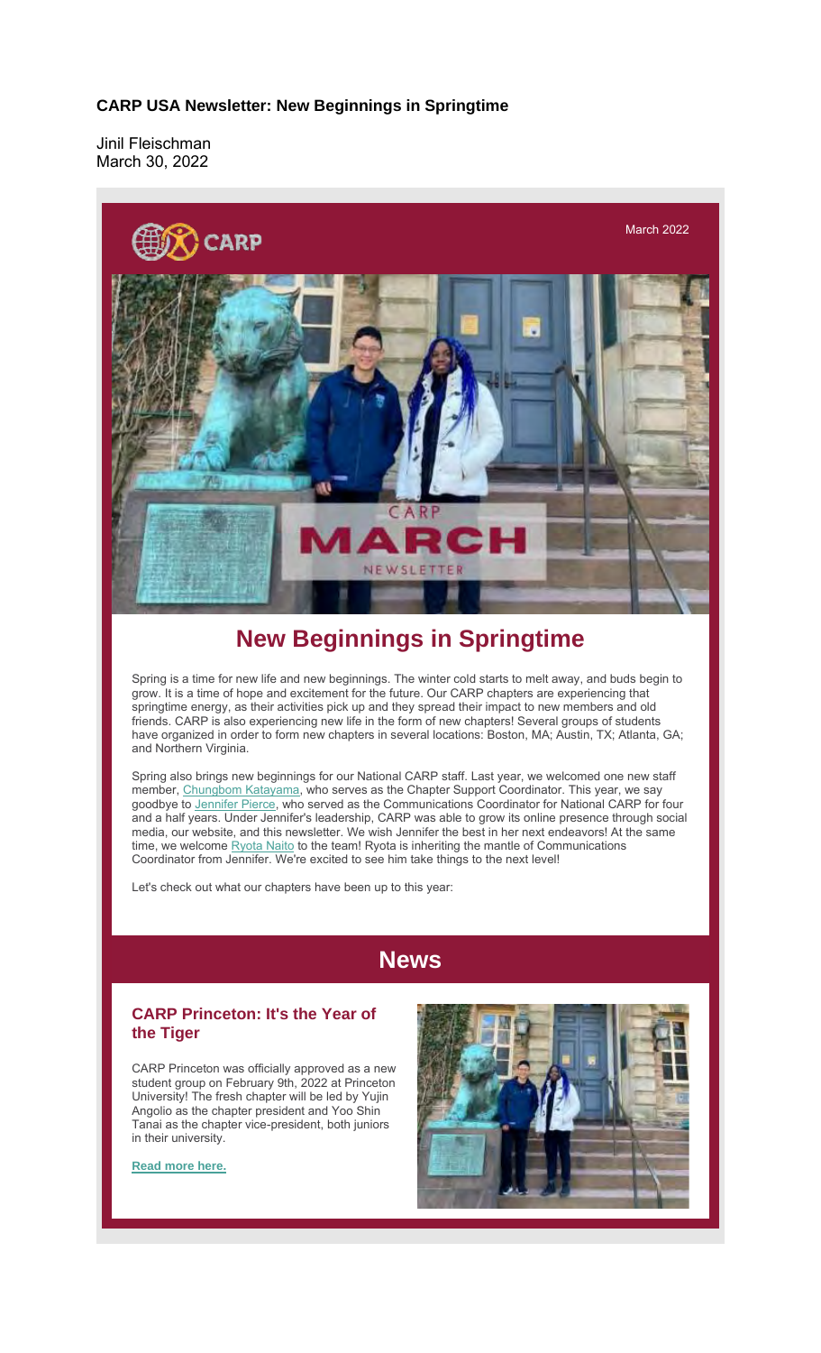**CARP USA Newsletter: New Beginnings in Springtime**

Jinil Fleischman
March 30, 2022

CARP

March 2022

CARP MARCH NEWSLETTER

# New Beginnings in Springtime

Spring is a time for new life and new beginnings. The winter cold starts to melt away, and buds begin to grow. It is a time of hope and excitement for the future. Our CARP chapters are experiencing that springtime energy, as their activities pick up and they spread their impact to new members and old friends. CARP is also experiencing new life in the form of new chapters! Several groups of students have organized in order to form new chapters in several locations: Boston, MA; Austin, TX; Atlanta, GA; and Northern Virginia.

Spring also brings new beginnings for our National CARP staff. Last year, we welcomed one new staff member, Chungbom Katayama, who serves as the Chapter Support Coordinator. This year, we say goodbye to Jennifer Pierce, who served as the Communications Coordinator for National CARP for four and a half years. Under Jennifer's leadership, CARP was able to grow its online presence through social media, our website, and this newsletter. We wish Jennifer the best in her next endeavors! At the same time, we welcome Ryota Naito to the team! Ryota is inheriting the mantle of Communications Coordinator from Jennifer. We're excited to see him take things to the next level!

Let's check out what our chapters have been up to this year:

## News

### CARP Princeton: It's the Year of the Tiger

CARP Princeton was officially approved as a new student group on February 9th, 2022 at Princeton University! The fresh chapter will be led by Yujin Angolio as the chapter president and Yoo Shin Tanai as the chapter vice-president, both juniors in their university.

**Read more here.**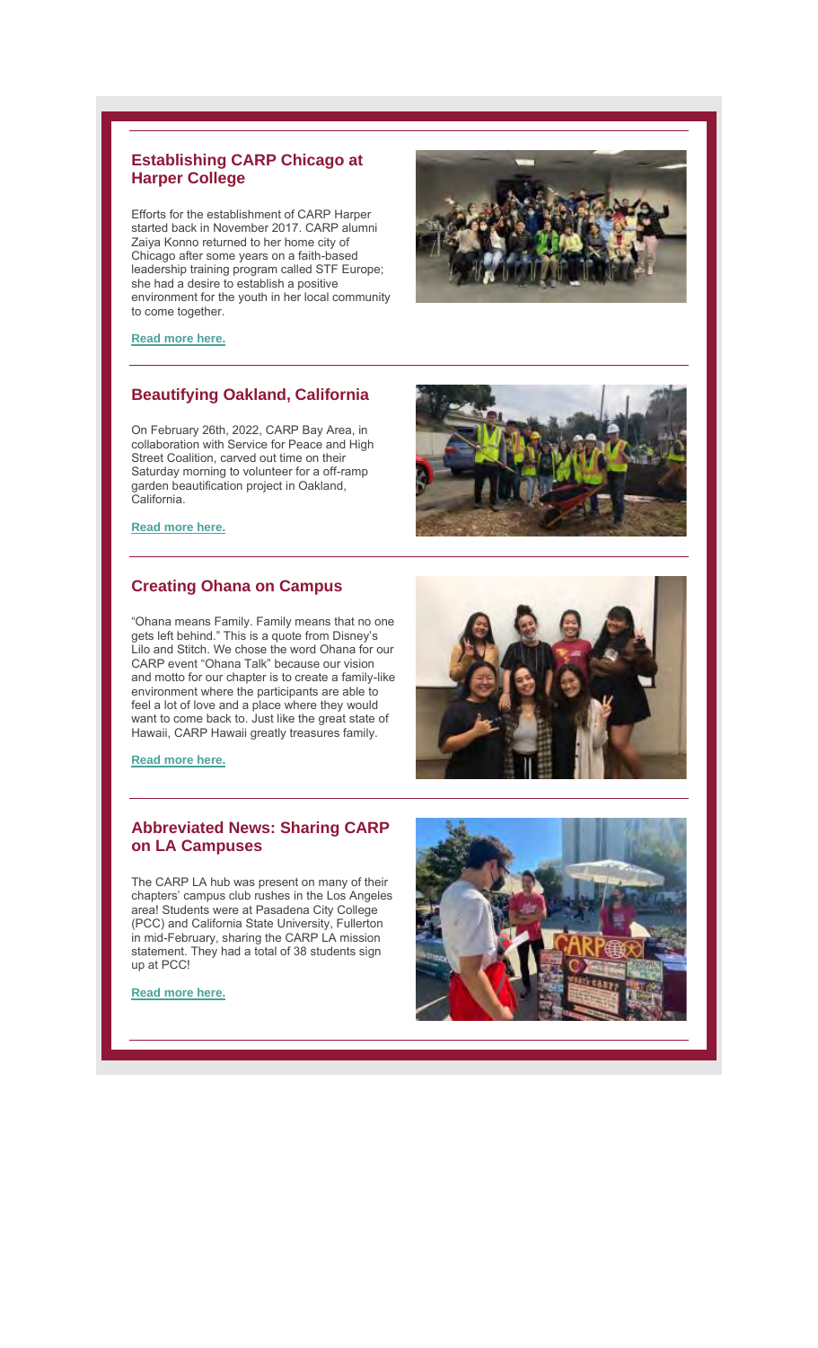## Establishing CARP Chicago at Harper College

Efforts for the establishment of CARP Harper started back in November 2017. CARP alumni Zaiya Konno returned to her home city of Chicago after some years on a faith-based leadership training program called STF Europe; she had a desire to establish a positive environment for the youth in her local community to come together.

**Read more here.**

## Beautifying Oakland, California

On February 26th, 2022, CARP Bay Area, in collaboration with Service for Peace and High Street Coalition, carved out time on their Saturday morning to volunteer for a off-ramp garden beautification project in Oakland, California.

**Read more here.**

## Creating Ohana on Campus

"Ohana means Family. Family means that no one gets left behind." This is a quote from Disney's Lilo and Stitch. We chose the word Ohana for our CARP event "Ohana Talk" because our vision and motto for our chapter is to create a family-like environment where the participants are able to feel a lot of love and a place where they would want to come back to. Just like the great state of Hawaii, CARP Hawaii greatly treasures family.

**Read more here.**

## Abbreviated News: Sharing CARP on LA Campuses

The CARP LA hub was present on many of their chapters' campus club rushes in the Los Angeles area! Students were at Pasadena City College (PCC) and California State University, Fullerton in mid-February, sharing the CARP LA mission statement. They had a total of 38 students sign up at PCC!

**Read more here.**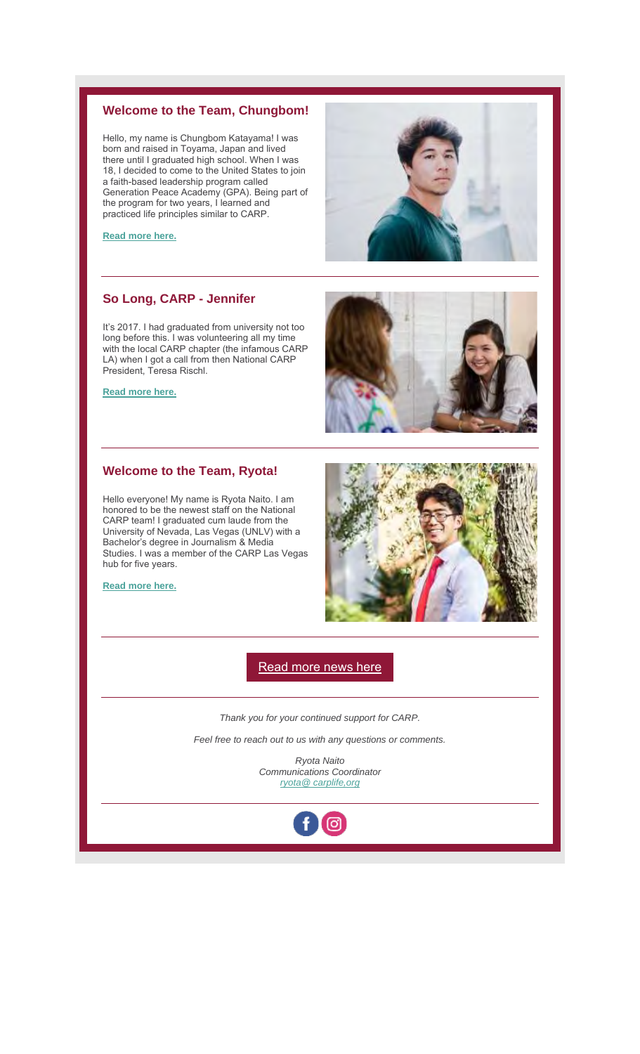## Welcome to the Team, Chungbom!

Hello, my name is Chungbom Katayama! I was born and raised in Toyama, Japan and lived there until I graduated high school. When I was 18, I decided to come to the United States to join a faith-based leadership program called Generation Peace Academy (GPA). Being part of the program for two years, I learned and practiced life principles similar to CARP.

**Read more here.**

---

## So Long, CARP - Jennifer

It's 2017. I had graduated from university not too long before this. I was volunteering all my time with the local CARP chapter (the infamous CARP LA) when I got a call from then National CARP President, Teresa Rischl.

**Read more here.**

---

## Welcome to the Team, Ryota!

Hello everyone! My name is Ryota Naito. I am honored to be the newest staff on the National CARP team! I graduated cum laude from the University of Nevada, Las Vegas (UNLV) with a Bachelor's degree in Journalism & Media Studies. I was a member of the CARP Las Vegas hub for five years.

**Read more here.**

---

Read more news here

---

*Thank you for your continued support for CARP.*

*Feel free to reach out to us with any questions or comments.*

*Ryota Naito*
*Communications Coordinator*
*ryota@ carplife,org*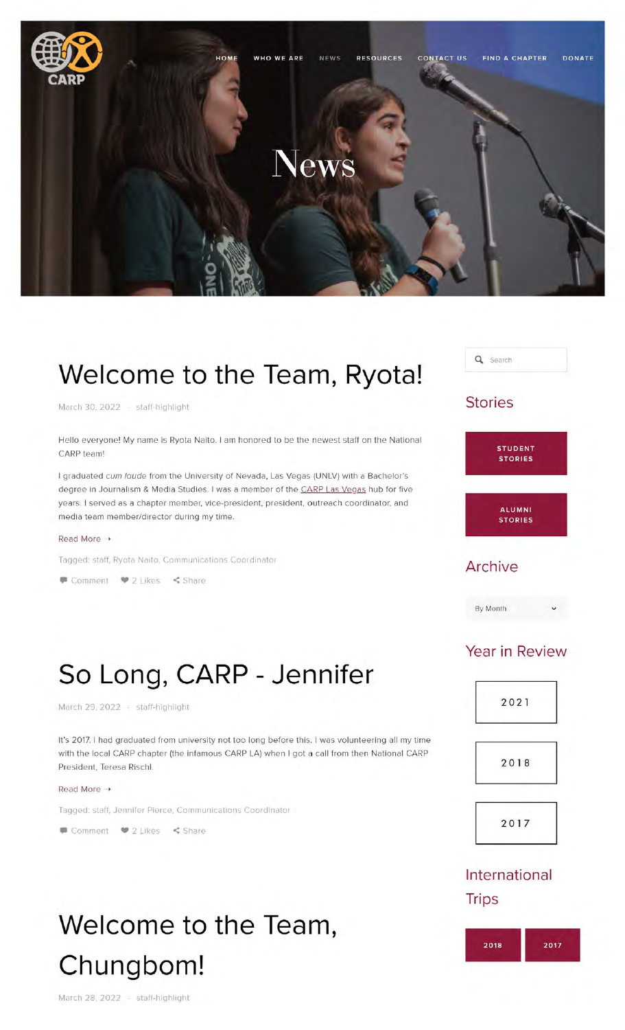CARP

HOME WHO WE ARE NEWS RESOURCES CONTACT US FIND A CHAPTER DONATE

# News

## Welcome to the Team, Ryota!

March 30, 2022 · staff-highlight

Hello everyone! My name is Ryota Naito. I am honored to be the newest staff on the National CARP team!

I graduated *cum laude* from the University of Nevada, Las Vegas (UNLV) with a Bachelor's degree in Journalism & Media Studies. I was a member of the CARP Las Vegas hub for five years. I served as a chapter member, vice-president, president, outreach coordinator, and media team member/director during my time.

Read More →

Tagged: staff, Ryota Naito, Communications Coordinator

Comment · 2 Likes · Share

## So Long, CARP - Jennifer

March 29, 2022 · staff-highlight

It's 2017. I had graduated from university not too long before this. I was volunteering all my time with the local CARP chapter (the infamous CARP LA) when I got a call from then National CARP President, Teresa Rischl.

Read More →

Tagged: staff, Jennifer Pierce, Communications Coordinator

Comment · 2 Likes · Share

## Welcome to the Team, Chungbom!

March 28, 2022 · staff-highlight

Search

### Stories

STUDENT STORIES

ALUMNI STORIES

### Archive

By Month

### Year in Review

2021

2018

2017

### International Trips

2018 2017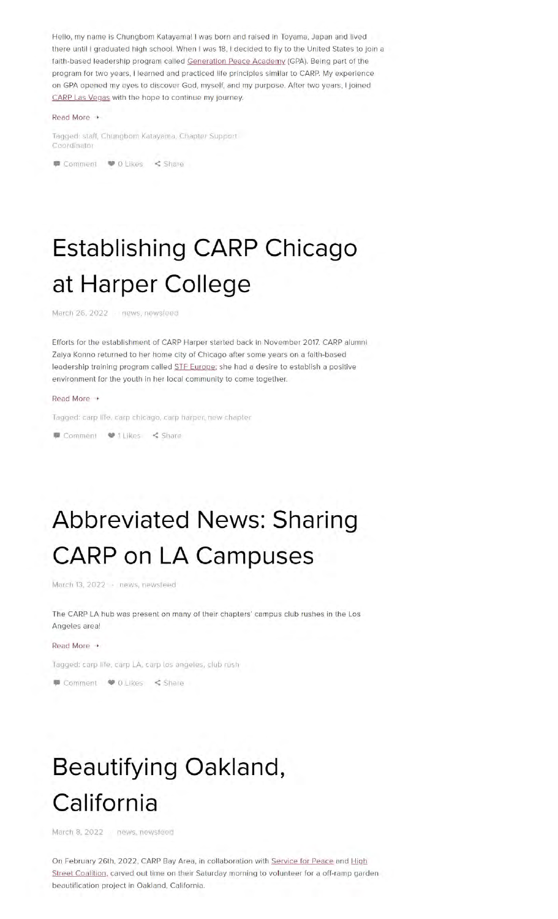Hello, my name is Chungbom Katayama! I was born and raised in Toyama, Japan and lived there until I graduated high school. When I was 18, I decided to fly to the United States to join a faith-based leadership program called Generation Peace Academy (GPA). Being part of the program for two years, I learned and practiced life principles similar to CARP. My experience on GPA opened my eyes to discover God, myself, and my purpose. After two years, I joined CARP Las Vegas with the hope to continue my journey.

Read More ›

Tagged: staff, Chungbom Katayama, Chapter Support Coordinator

Comment   0 Likes   Share

# Establishing CARP Chicago at Harper College

March 26, 2022 · news, newsfeed

Efforts for the establishment of CARP Harper started back in November 2017. CARP alumni Zaiya Konno returned to her home city of Chicago after some years on a faith-based leadership training program called STF Europe; she had a desire to establish a positive environment for the youth in her local community to come together.

Read More ›

Tagged: carp life, carp chicago, carp harper, new chapter

Comment   1 Likes   Share

# Abbreviated News: Sharing CARP on LA Campuses

March 13, 2022 · news, newsfeed

The CARP LA hub was present on many of their chapters' campus club rushes in the Los Angeles area!

Read More ›

Tagged: carp life, carp LA, carp los angeles, club rush

Comment   0 Likes   Share

# Beautifying Oakland, California

March 8, 2022 · news, newsfeed

On February 26th, 2022, CARP Bay Area, in collaboration with Service for Peace and High Street Coalition, carved out time on their Saturday morning to volunteer for a off-ramp garden beautification project in Oakland, California.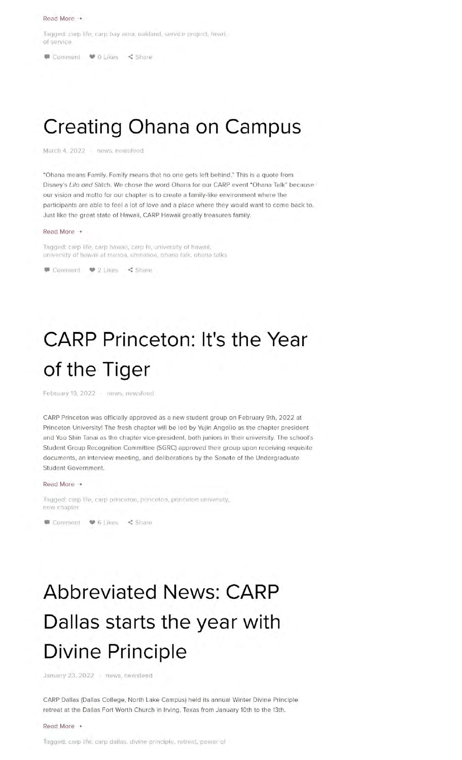Read More →

Tagged: carp life, carp bay area, oakland, service project, heart of service

Comment · 0 Likes · Share

## Creating Ohana on Campus

March 4, 2022 · news, newsfeed

"Ohana means Family. Family means that no one gets left behind." This is a quote from Disney's *Lilo and Stitch*. We chose the word Ohana for our CARP event "Ohana Talk" because our vision and motto for our chapter is to create a family-like environment where the participants are able to feel a lot of love and a place where they would want to come back to. Just like the great state of Hawaii, CARP Hawaii greatly treasures family.

Read More →

Tagged: carp life, carp hawaii, carp hi, university of hawaii, university of hawaii at manoa, uhmanoa, ohana talk, ohana talks

Comment · 2 Likes · Share

## CARP Princeton: It's the Year of the Tiger

February 19, 2022 · news, newsfeed

CARP Princeton was officially approved as a new student group on February 9th, 2022 at Princeton University! The fresh chapter will be led by Yujin Angolio as the chapter president and Yoo Shin Tanai as the chapter vice-president, both juniors in their university. The school's Student Group Recognition Committee (SGRC) approved their group upon receiving requisite documents, an interview meeting, and deliberations by the Senate of the Undergraduate Student Government.

Read More →

Tagged: carp life, carp princeton, princeton, princeton university, new chapter

Comment · 6 Likes · Share

## Abbreviated News: CARP Dallas starts the year with Divine Principle

January 23, 2022 · news, newsfeed

CARP Dallas (Dallas College, North Lake Campus) held its annual Winter Divine Principle retreat at the Dallas Fort Worth Church in Irving, Texas from January 10th to the 13th.

Read More →

Tagged: carp life, carp dallas, divine principle, retreat, power of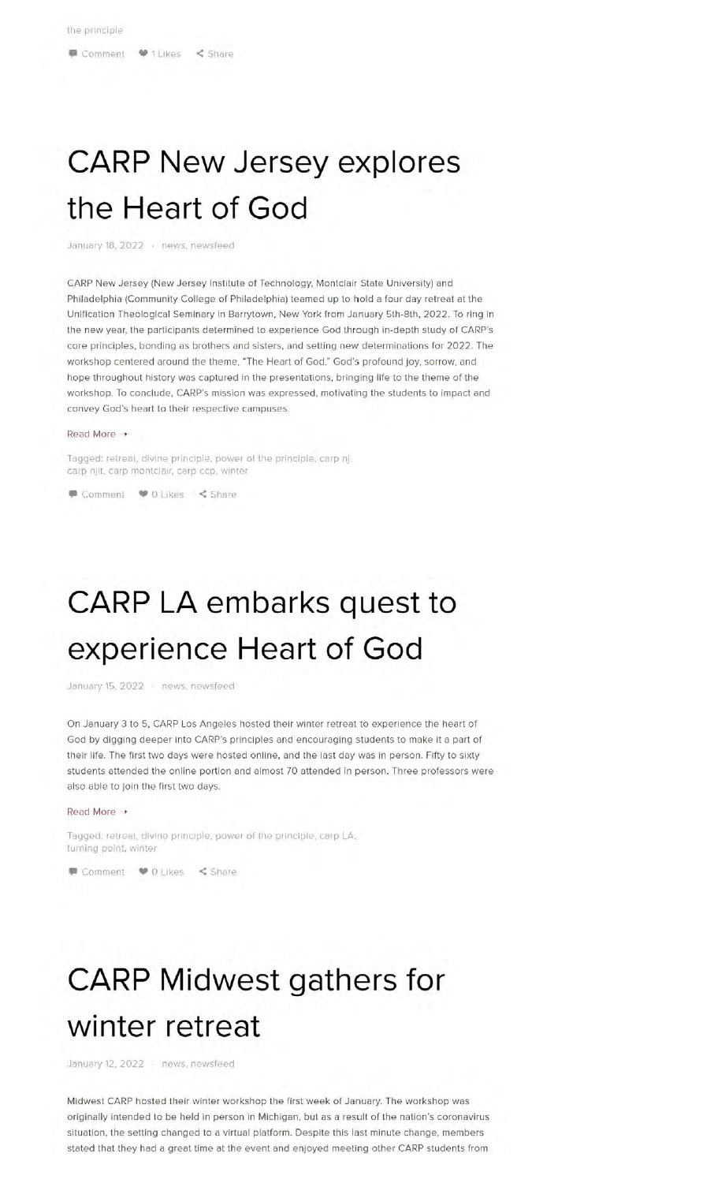the principle

Comment   1 Likes   Share

# CARP New Jersey explores the Heart of God

January 18, 2022 · news, newsfeed

CARP New Jersey (New Jersey Institute of Technology, Montclair State University) and Philadelphia (Community College of Philadelphia) teamed up to hold a four day retreat at the Unification Theological Seminary in Barrytown, New York from January 5th-8th, 2022. To ring in the new year, the participants determined to experience God through in-depth study of CARP's core principles, bonding as brothers and sisters, and setting new determinations for 2022. The workshop centered around the theme, "The Heart of God." God's profound joy, sorrow, and hope throughout history was captured in the presentations, bringing life to the theme of the workshop. To conclude, CARP's mission was expressed, motivating the students to impact and convey God's heart to their respective campuses.

Read More →

Tagged: retreat, divine principle, power of the principle, carp nj, carp njit, carp montclair, carp ccp, winter

Comment   0 Likes   Share

# CARP LA embarks quest to experience Heart of God

January 15, 2022 · news, newsfeed

On January 3 to 5, CARP Los Angeles hosted their winter retreat to experience the heart of God by digging deeper into CARP's principles and encouraging students to make it a part of their life. The first two days were hosted online, and the last day was in person. Fifty to sixty students attended the online portion and almost 70 attended in person. Three professors were also able to join the first two days.

Read More →

Tagged: retreat, divine principle, power of the principle, carp LA, turning point, winter

Comment   0 Likes   Share

# CARP Midwest gathers for winter retreat

January 12, 2022 · news, newsfeed

Midwest CARP hosted their winter workshop the first week of January. The workshop was originally intended to be held in person in Michigan, but as a result of the nation's coronavirus situation, the setting changed to a virtual platform. Despite this last minute change, members stated that they had a great time at the event and enjoyed meeting other CARP students from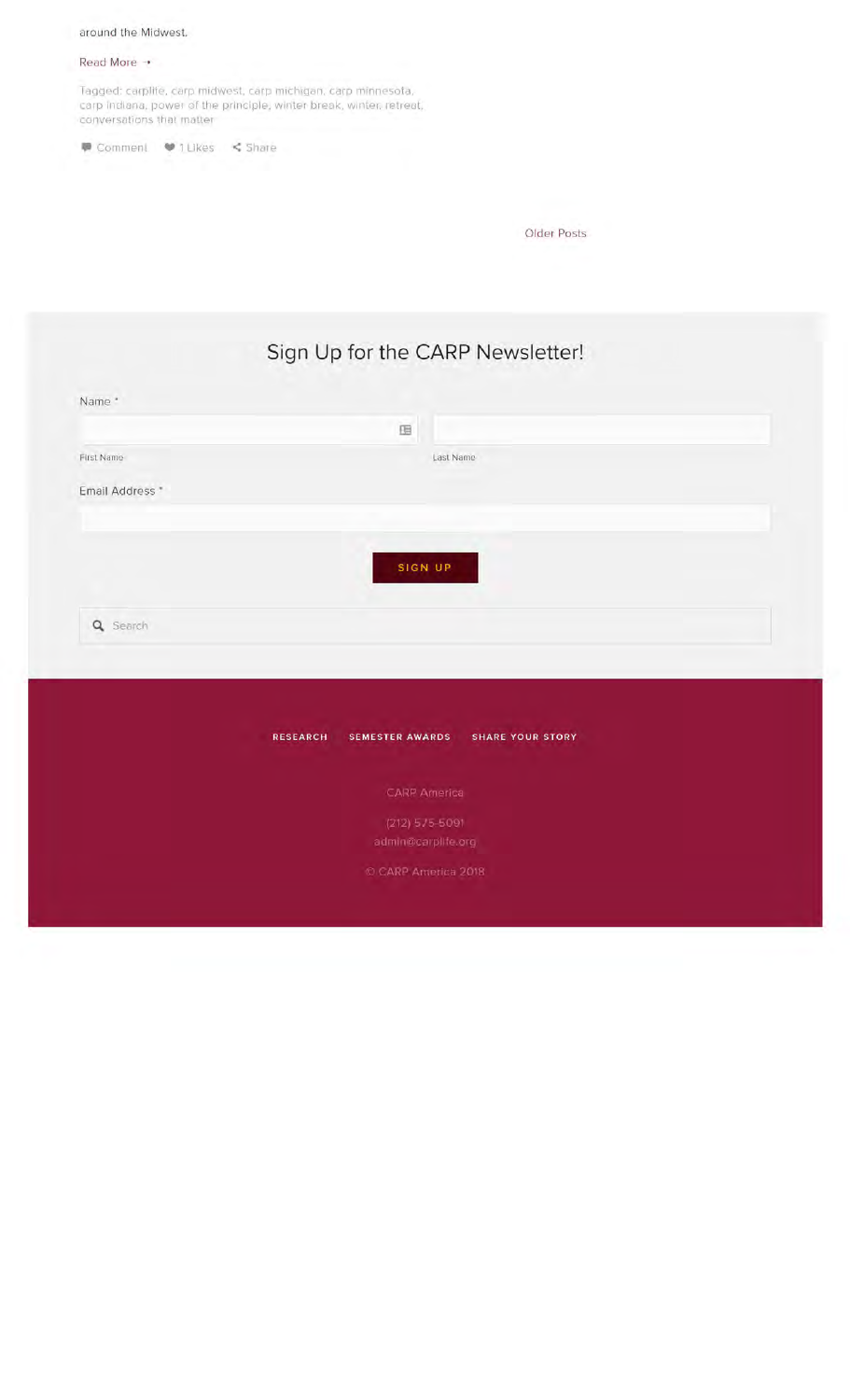around the Midwest.

Read More →

Tagged: carplife, carp midwest, carp michigan, carp minnesota, carp indiana, power of the principle, winter break, winter, retreat, conversations that matter

Comment   1 Likes   Share

Older Posts

## Sign Up for the CARP Newsletter!

Name *

First Name

Last Name

Email Address *

SIGN UP

Search

RESEARCH   SEMESTER AWARDS   SHARE YOUR STORY

CARP America

(212) 575-5091
admin@carplife.org

© CARP America 2018